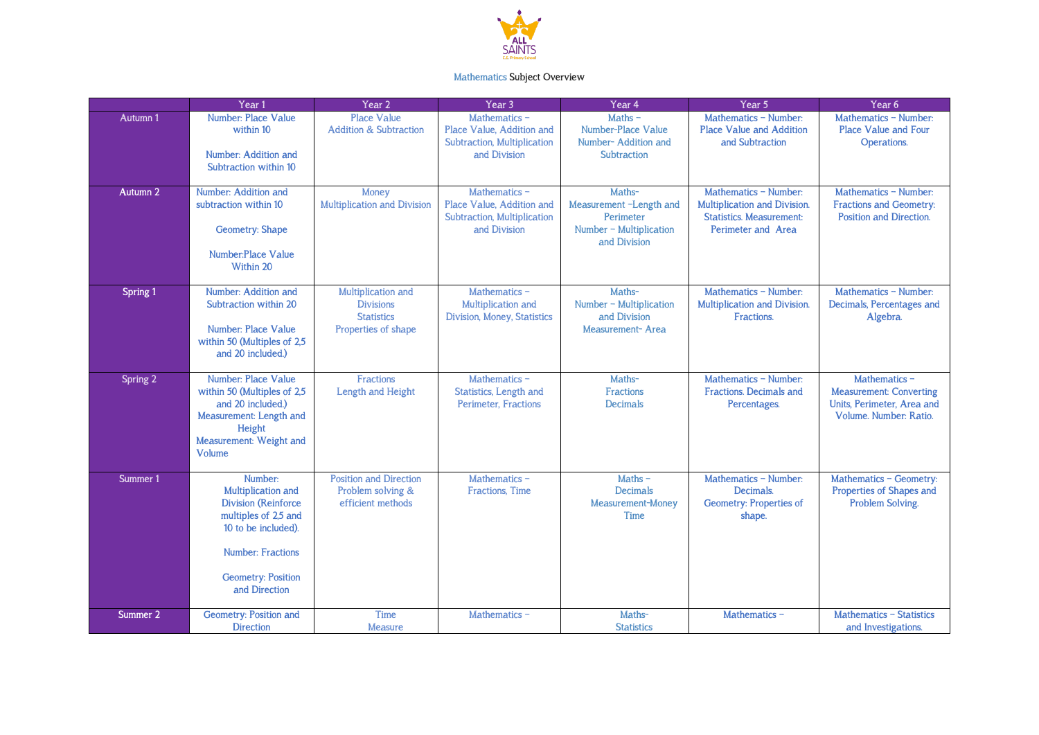ALL SAINTS

Mathematics Subject Overview

| | Year 1 | Year 2 | Year 3 | Year 4 | Year 5 | Year 6 |
|---|---|---|---|---|---|---|
| Autumn 1 | Number: Place Value within 10<br><br>Number: Addition and Subtraction within 10 | Place Value<br>Addition & Subtraction | Mathematics – Place Value, Addition and Subtraction, Multiplication and Division | Maths – Number-Place Value<br>Number- Addition and Subtraction | Mathematics – Number: Place Value and Addition and Subtraction | Mathematics – Number: Place Value and Four Operations. |
| Autumn 2 | Number: Addition and subtraction within 10<br><br>Geometry: Shape<br><br>Number:Place Value Within 20 | Money<br>Multiplication and Division | Mathematics – Place Value, Addition and Subtraction, Multiplication and Division | Maths-<br>Measurement –Length and Perimeter<br>Number – Multiplication and Division | Mathematics – Number: Multiplication and Division. Statistics. Measurement: Perimeter and Area | Mathematics – Number: Fractions and Geometry: Position and Direction. |
| Spring 1 | Number: Addition and Subtraction within 20<br><br>Number: Place Value within 50 (Multiples of 2,5 and 20 included.) | Multiplication and Divisions<br>Statistics<br>Properties of shape | Mathematics – Multiplication and Division, Money, Statistics | Maths-<br>Number – Multiplication and Division<br>Measurement- Area | Mathematics – Number: Multiplication and Division. Fractions. | Mathematics – Number: Decimals, Percentages and Algebra. |
| Spring 2 | Number: Place Value within 50 (Multiples of 2,5 and 20 included.)<br>Measurement: Length and Height<br>Measurement: Weight and Volume | Fractions<br>Length and Height | Mathematics – Statistics, Length and Perimeter, Fractions | Maths-<br>Fractions<br>Decimals | Mathematics – Number: Fractions. Decimals and Percentages. | Mathematics – Measurement: Converting Units, Perimeter, Area and Volume. Number: Ratio. |
| Summer 1 | Number: Multiplication and Division (Reinforce multiples of 2,5 and 10 to be included).<br><br>Number: Fractions<br><br>Geometry: Position and Direction | Position and Direction<br>Problem solving & efficient methods | Mathematics – Fractions, Time | Maths – Decimals<br>Measurement-Money<br>Time | Mathematics – Number: Decimals.<br>Geometry: Properties of shape. | Mathematics – Geometry: Properties of Shapes and Problem Solving. |
| Summer 2 | Geometry: Position and Direction | Time<br>Measure | Mathematics – | Maths-<br>Statistics | Mathematics – | Mathematics – Statistics and Investigations. |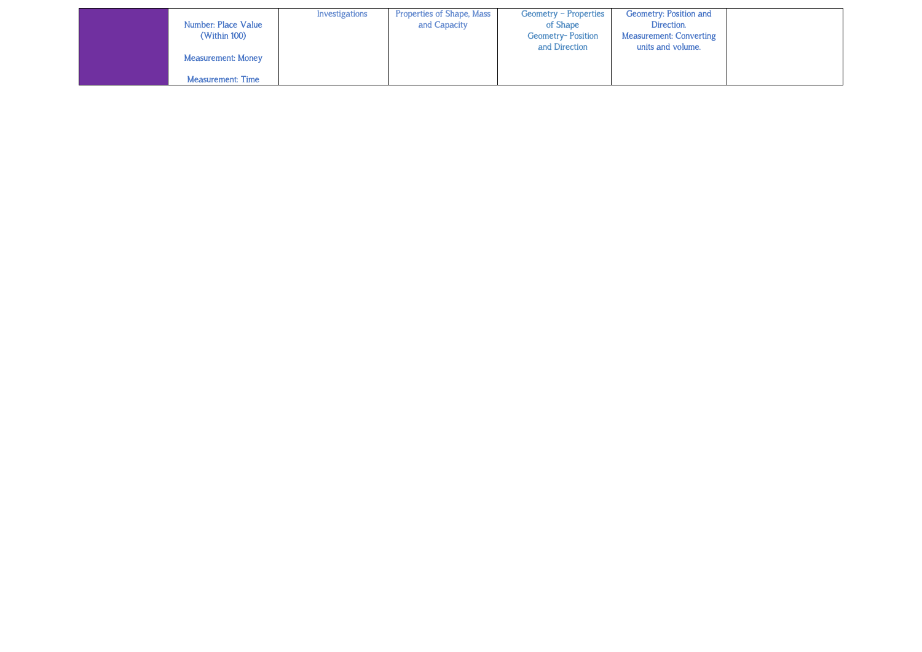| | | | | | | |
|---|---|---|---|---|---|---|
| | Number: Place Value (Within 100)<br><br>Measurement: Money<br><br>Measurement: Time | Investigations | Properties of Shape, Mass and Capacity | Geometry – Properties of Shape<br>Geometry- Position and Direction | Geometry: Position and Direction.<br>Measurement: Converting units and volume. | |